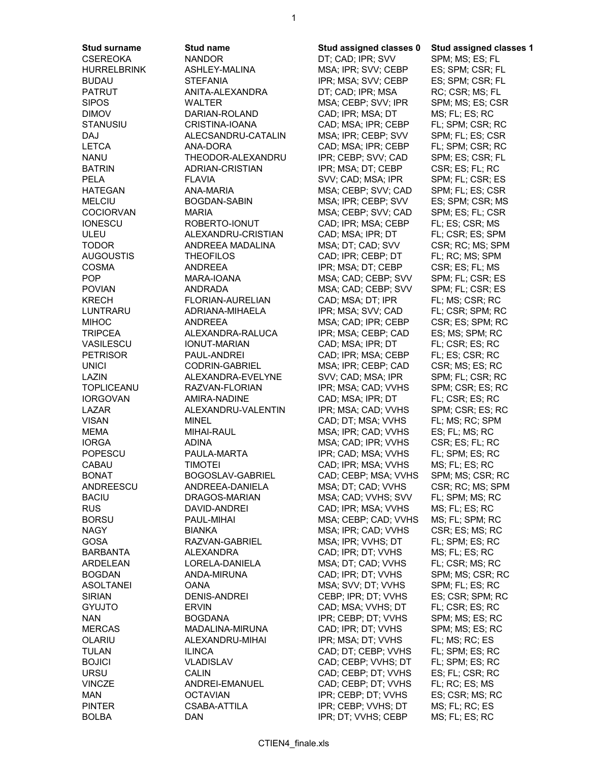| Stud surname | Stud name | Stud assigned classes 0 | Stud assigned classes 1 |
|---|---|---|---|
| CSEREOKA | NANDOR | DT; CAD; IPR; SVV | SPM; MS; ES; FL |
| HURRELBRINK | ASHLEY-MALINA | MSA; IPR; SVV; CEBP | ES; SPM; CSR; FL |
| BUDAU | STEFANIA | IPR; MSA; SVV; CEBP | ES; SPM; CSR; FL |
| PATRUT | ANITA-ALEXANDRA | DT; CAD; IPR; MSA | RC; CSR; MS; FL |
| SIPOS | WALTER | MSA; CEBP; SVV; IPR | SPM; MS; ES; CSR |
| DIMOV | DARIAN-ROLAND | CAD; IPR; MSA; DT | MS; FL; ES; RC |
| STANUSIU | CRISTINA-IOANA | CAD; MSA; IPR; CEBP | FL; SPM; CSR; RC |
| DAJ | ALECSANDRU-CATALIN | MSA; IPR; CEBP; SVV | SPM; FL; ES; CSR |
| LETCA | ANA-DORA | CAD; MSA; IPR; CEBP | FL; SPM; CSR; RC |
| NANU | THEODOR-ALEXANDRU | IPR; CEBP; SVV; CAD | SPM; ES; CSR; FL |
| BATRIN | ADRIAN-CRISTIAN | IPR; MSA; DT; CEBP | CSR; ES; FL; RC |
| PELA | FLAVIA | SVV; CAD; MSA; IPR | SPM; FL; CSR; ES |
| HATEGAN | ANA-MARIA | MSA; CEBP; SVV; CAD | SPM; FL; ES; CSR |
| MELCIU | BOGDAN-SABIN | MSA; IPR; CEBP; SVV | ES; SPM; CSR; MS |
| COCIORVAN | MARIA | MSA; CEBP; SVV; CAD | SPM; ES; FL; CSR |
| IONESCU | ROBERTO-IONUT | CAD; IPR; MSA; CEBP | FL; ES; CSR; MS |
| ULEU | ALEXANDRU-CRISTIAN | CAD; MSA; IPR; DT | FL; CSR; ES; SPM |
| TODOR | ANDREEA MADALINA | MSA; DT; CAD; SVV | CSR; RC; MS; SPM |
| AUGOUSTIS | THEOFILOS | CAD; IPR; CEBP; DT | FL; RC; MS; SPM |
| COSMA | ANDREEA | IPR; MSA; DT; CEBP | CSR; ES; FL; MS |
| POP | MARA-IOANA | MSA; CAD; CEBP; SVV | SPM; FL; CSR; ES |
| POVIAN | ANDRADA | MSA; CAD; CEBP; SVV | SPM; FL; CSR; ES |
| KRECH | FLORIAN-AURELIAN | CAD; MSA; DT; IPR | FL; MS; CSR; RC |
| LUNTRARU | ADRIANA-MIHAELA | IPR; MSA; SVV; CAD | FL; CSR; SPM; RC |
| MIHOC | ANDREEA | MSA; CAD; IPR; CEBP | CSR; ES; SPM; RC |
| TRIPCEA | ALEXANDRA-RALUCA | IPR; MSA; CEBP; CAD | ES; MS; SPM; RC |
| VASILESCU | IONUT-MARIAN | CAD; MSA; IPR; DT | FL; CSR; ES; RC |
| PETRISOR | PAUL-ANDREI | CAD; IPR; MSA; CEBP | FL; ES; CSR; RC |
| UNICI | CODRIN-GABRIEL | MSA; IPR; CEBP; CAD | CSR; MS; ES; RC |
| LAZIN | ALEXANDRA-EVELYNE | SVV; CAD; MSA; IPR | SPM; FL; CSR; RC |
| TOPLICEANU | RAZVAN-FLORIAN | IPR; MSA; CAD; VVHS | SPM; CSR; ES; RC |
| IORGOVAN | AMIRA-NADINE | CAD; MSA; IPR; DT | FL; CSR; ES; RC |
| LAZAR | ALEXANDRU-VALENTIN | IPR; MSA; CAD; VVHS | SPM; CSR; ES; RC |
| VISAN | MINEL | CAD; DT; MSA; VVHS | FL; MS; RC; SPM |
| MEMA | MIHAI-RAUL | MSA; IPR; CAD; VVHS | ES; FL; MS; RC |
| IORGA | ADINA | MSA; CAD; IPR; VVHS | CSR; ES; FL; RC |
| POPESCU | PAULA-MARTA | IPR; CAD; MSA; VVHS | FL; SPM; ES; RC |
| CABAU | TIMOTEI | CAD; IPR; MSA; VVHS | MS; FL; ES; RC |
| BONAT | BOGOSLAV-GABRIEL | CAD; CEBP; MSA; VVHS | SPM; MS; CSR; RC |
| ANDREESCU | ANDREEA-DANIELA | MSA; DT; CAD; VVHS | CSR; RC; MS; SPM |
| BACIU | DRAGOS-MARIAN | MSA; CAD; VVHS; SVV | FL; SPM; MS; RC |
| RUS | DAVID-ANDREI | CAD; IPR; MSA; VVHS | MS; FL; ES; RC |
| BORSU | PAUL-MIHAI | MSA; CEBP; CAD; VVHS | MS; FL; SPM; RC |
| NAGY | BIANKA | MSA; IPR; CAD; VVHS | CSR; ES; MS; RC |
| GOSA | RAZVAN-GABRIEL | MSA; IPR; VVHS; DT | FL; SPM; ES; RC |
| BARBANTA | ALEXANDRA | CAD; IPR; DT; VVHS | MS; FL; ES; RC |
| ARDELEAN | LORELA-DANIELA | MSA; DT; CAD; VVHS | FL; CSR; MS; RC |
| BOGDAN | ANDA-MIRUNA | CAD; IPR; DT; VVHS | SPM; MS; CSR; RC |
| ASOLTANEI | OANA | MSA; SVV; DT; VVHS | SPM; FL; ES; RC |
| SIRIAN | DENIS-ANDREI | CEBP; IPR; DT; VVHS | ES; CSR; SPM; RC |
| GYUJTO | ERVIN | CAD; MSA; VVHS; DT | FL; CSR; ES; RC |
| NAN | BOGDANA | IPR; CEBP; DT; VVHS | SPM; MS; ES; RC |
| MERCAS | MADALINA-MIRUNA | CAD; IPR; DT; VVHS | SPM; MS; ES; RC |
| OLARIU | ALEXANDRU-MIHAI | IPR; MSA; DT; VVHS | FL; MS; RC; ES |
| TULAN | ILINCA | CAD; DT; CEBP; VVHS | FL; SPM; ES; RC |
| BOJICI | VLADISLAV | CAD; CEBP; VVHS; DT | FL; SPM; ES; RC |
| URSU | CALIN | CAD; CEBP; DT; VVHS | ES; FL; CSR; RC |
| VINCZE | ANDREI-EMANUEL | CAD; CEBP; DT; VVHS | FL; RC; ES; MS |
| MAN | OCTAVIAN | IPR; CEBP; DT; VVHS | ES; CSR; MS; RC |
| PINTER | CSABA-ATTILA | IPR; CEBP; VVHS; DT | MS; FL; RC; ES |
| BOLBA | DAN | IPR; DT; VVHS; CEBP | MS; FL; ES; RC |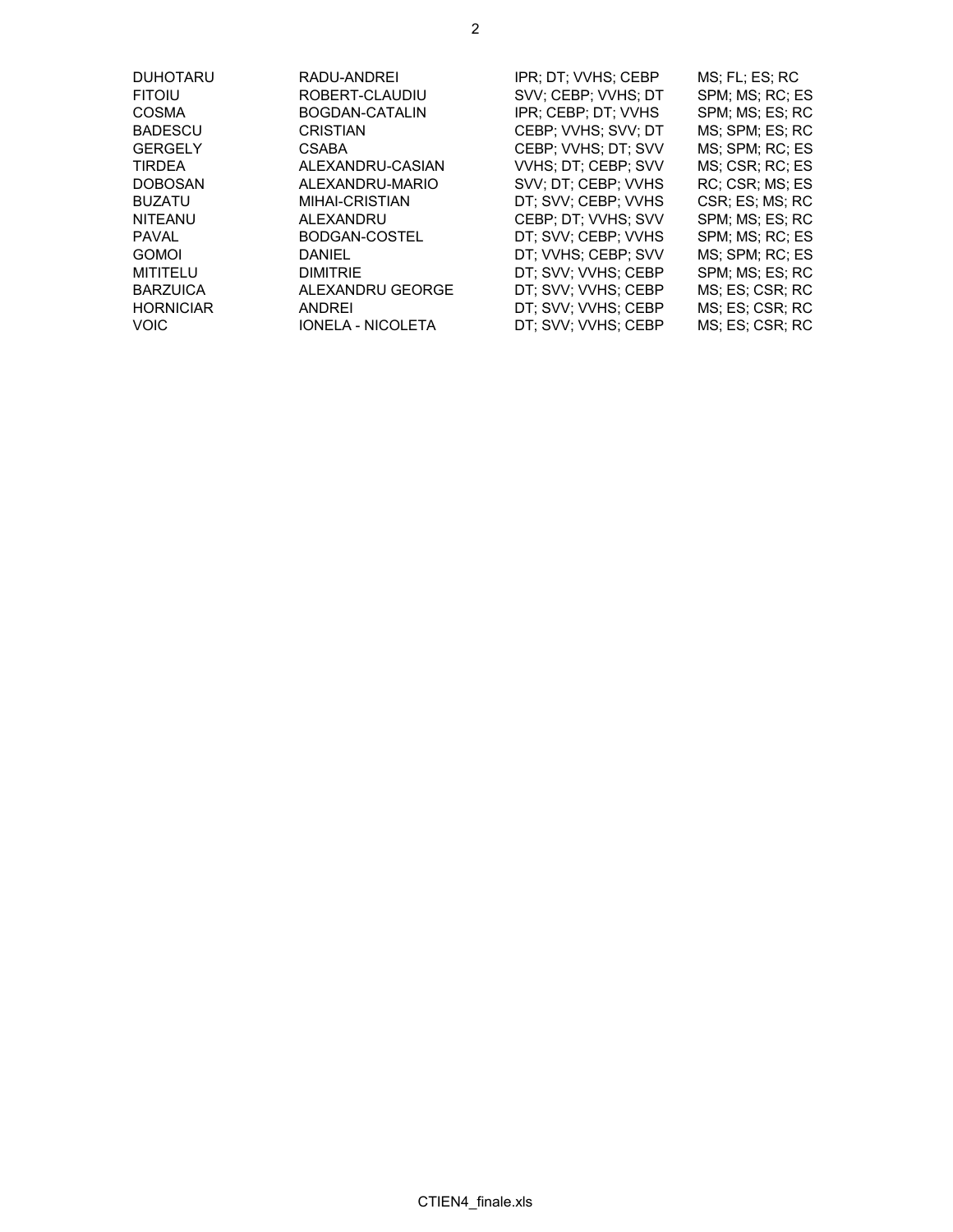| | | | |
|---|---|---|---|
| DUHOTARU | RADU-ANDREI | IPR; DT; VVHS; CEBP | MS; FL; ES; RC |
| FITOIU | ROBERT-CLAUDIU | SVV; CEBP; VVHS; DT | SPM; MS; RC; ES |
| COSMA | BOGDAN-CATALIN | IPR; CEBP; DT; VVHS | SPM; MS; ES; RC |
| BADESCU | CRISTIAN | CEBP; VVHS; SVV; DT | MS; SPM; ES; RC |
| GERGELY | CSABA | CEBP; VVHS; DT; SVV | MS; SPM; RC; ES |
| TIRDEA | ALEXANDRU-CASIAN | VVHS; DT; CEBP; SVV | MS; CSR; RC; ES |
| DOBOSAN | ALEXANDRU-MARIO | SVV; DT; CEBP; VVHS | RC; CSR; MS; ES |
| BUZATU | MIHAI-CRISTIAN | DT; SVV; CEBP; VVHS | CSR; ES; MS; RC |
| NITEANU | ALEXANDRU | CEBP; DT; VVHS; SVV | SPM; MS; ES; RC |
| PAVAL | BODGAN-COSTEL | DT; SVV; CEBP; VVHS | SPM; MS; RC; ES |
| GOMOI | DANIEL | DT; VVHS; CEBP; SVV | MS; SPM; RC; ES |
| MITITELU | DIMITRIE | DT; SVV; VVHS; CEBP | SPM; MS; ES; RC |
| BARZUICA | ALEXANDRU GEORGE | DT; SVV; VVHS; CEBP | MS; ES; CSR; RC |
| HORNICIAR | ANDREI | DT; SVV; VVHS; CEBP | MS; ES; CSR; RC |
| VOIC | IONELA - NICOLETA | DT; SVV; VVHS; CEBP | MS; ES; CSR; RC |

CTIEN4_finale.xls